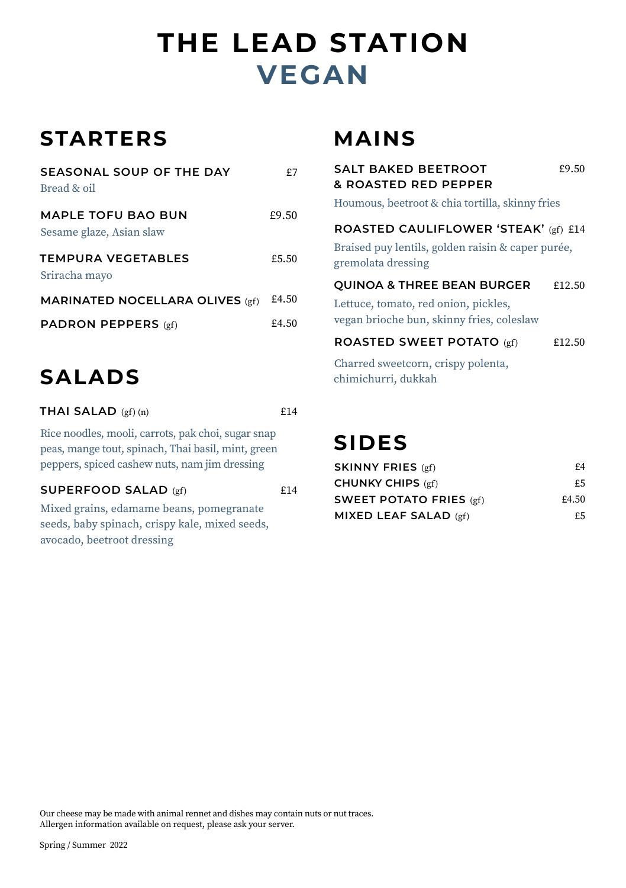# THE LEAD STATION
# VEGAN

## STARTERS

**SEASONAL SOUP OF THE DAY** £7
Bread & oil

**MAPLE TOFU BAO BUN** £9.50
Sesame glaze, Asian slaw

**TEMPURA VEGETABLES** £5.50
Sriracha mayo

**MARINATED NOCELLARA OLIVES** (gf) £4.50

**PADRON PEPPERS** (gf) £4.50

## SALADS

**THAI SALAD** (gf) (n) £14
Rice noodles, mooli, carrots, pak choi, sugar snap peas, mange tout, spinach, Thai basil, mint, green peppers, spiced cashew nuts, nam jim dressing

**SUPERFOOD SALAD** (gf) £14
Mixed grains, edamame beans, pomegranate seeds, baby spinach, crispy kale, mixed seeds, avocado, beetroot dressing

## MAINS

**SALT BAKED BEETROOT & ROASTED RED PEPPER** £9.50
Houmous, beetroot & chia tortilla, skinny fries

**ROASTED CAULIFLOWER 'STEAK'** (gf) £14
Braised puy lentils, golden raisin & caper purée, gremolata dressing

**QUINOA & THREE BEAN BURGER** £12.50
Lettuce, tomato, red onion, pickles, vegan brioche bun, skinny fries, coleslaw

**ROASTED SWEET POTATO** (gf) £12.50
Charred sweetcorn, crispy polenta, chimichurri, dukkah

## SIDES

**SKINNY FRIES** (gf) £4
**CHUNKY CHIPS** (gf) £5
**SWEET POTATO FRIES** (gf) £4.50
**MIXED LEAF SALAD** (gf) £5

Our cheese may be made with animal rennet and dishes may contain nuts or nut traces.
Allergen information available on request, please ask your server.

Spring / Summer 2022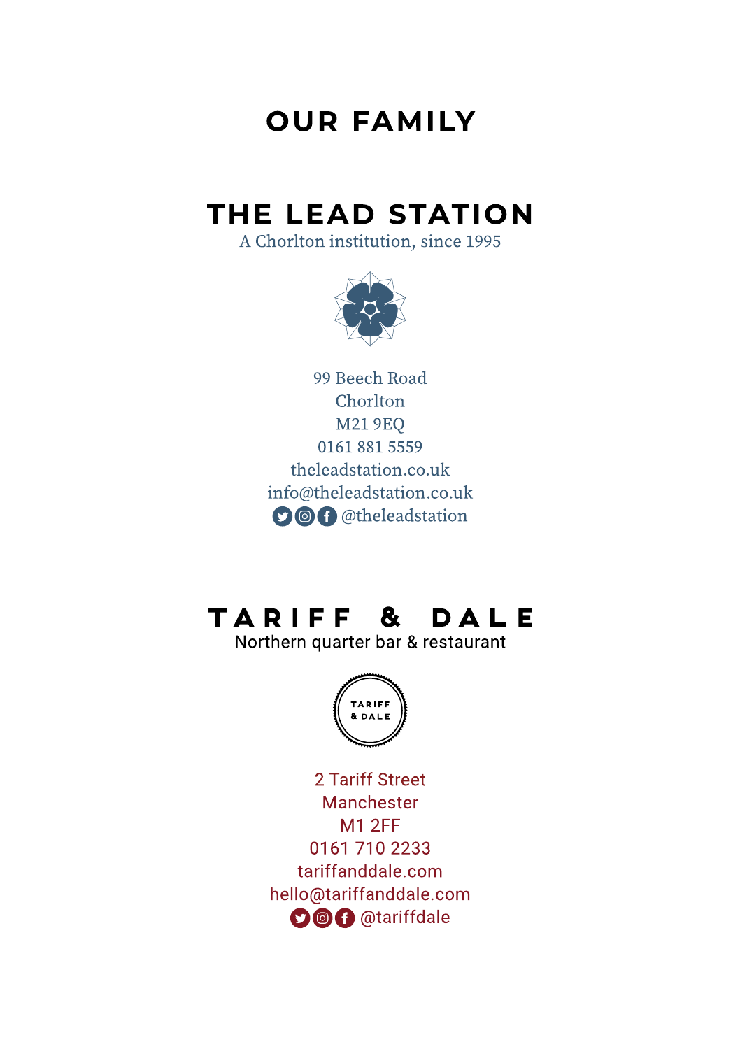# OUR FAMILY

## THE LEAD STATION

A Chorlton institution, since 1995

99 Beech Road
Chorlton
M21 9EQ
0161 881 5559
theleadstation.co.uk
info@theleadstation.co.uk
@theleadstation

## TARIFF & DALE

Northern quarter bar & restaurant

TARIFF & DALE

2 Tariff Street
Manchester
M1 2FF
0161 710 2233
tariffanddale.com
hello@tariffanddale.com
@tariffdale